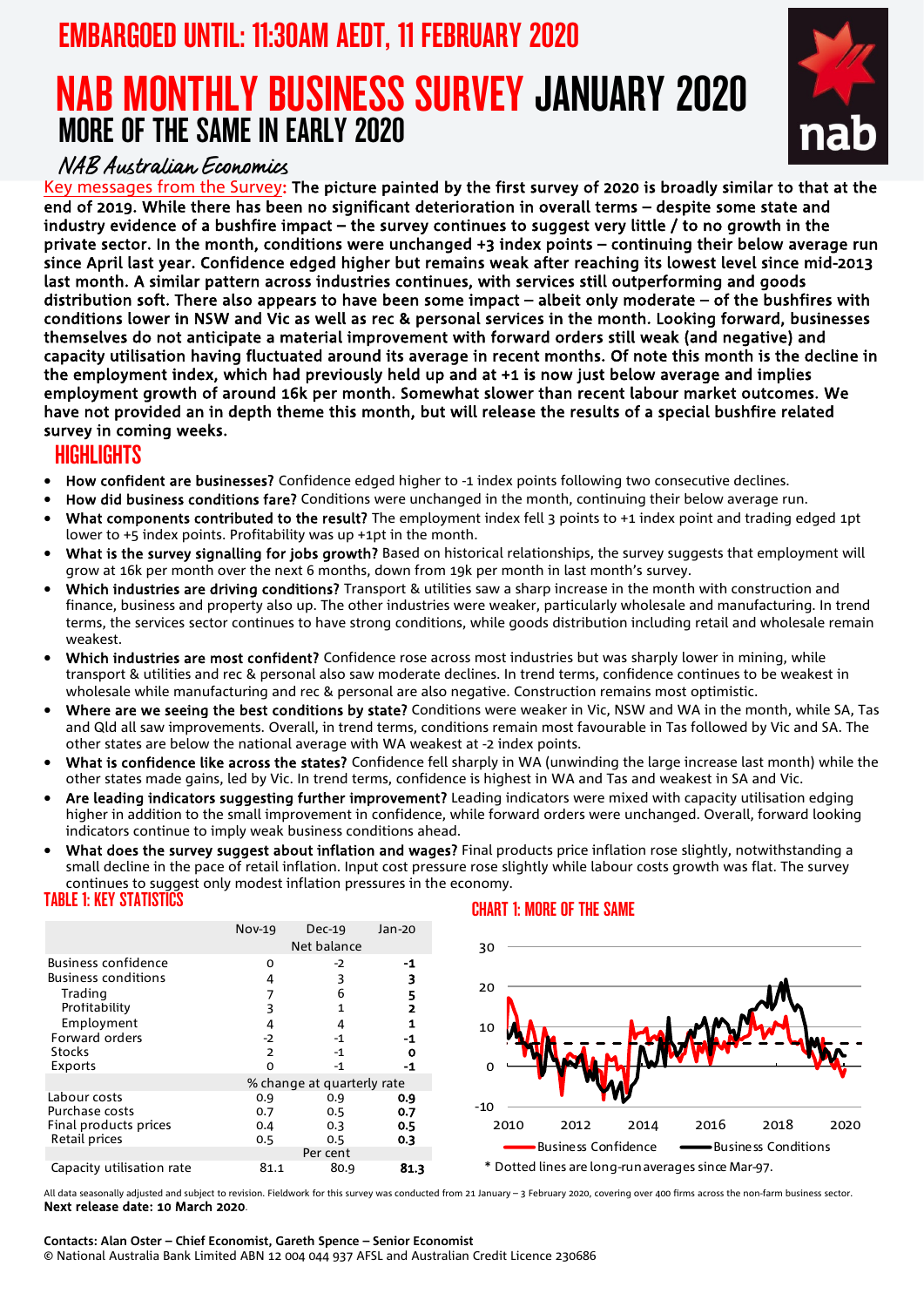EMBARGOED UNTIL: 11:30AM AEDT, 11 FEBRUARY 2020

# NAB MONTHLY BUSINESS SURVEY JANUARY 2020

## MORE OF THE SAME IN EARLY 2020

*NAB Australian Economics*

**Key messages from the Survey:** **The picture painted by the first survey of 2020 is broadly similar to that at the end of 2019. While there has been no significant deterioration in overall terms – despite some state and industry evidence of a bushfire impact – the survey continues to suggest very little / to no growth in the private sector. In the month, conditions were unchanged +3 index points – continuing their below average run since April last year. Confidence edged higher but remains weak after reaching its lowest level since mid-2013 last month. A similar pattern across industries continues, with services still outperforming and goods distribution soft. There also appears to have been some impact – albeit only moderate – of the bushfires with conditions lower in NSW and Vic as well as rec & personal services in the month. Looking forward, businesses themselves do not anticipate a material improvement with forward orders still weak (and negative) and capacity utilisation having fluctuated around its average in recent months. Of note this month is the decline in the employment index, which had previously held up and at +1 is now just below average and implies employment growth of around 16k per month. Somewhat slower than recent labour market outcomes. We have not provided an in depth theme this month, but will release the results of a special bushfire related survey in coming weeks.**

## HIGHLIGHTS

- **How confident are businesses?** Confidence edged higher to -1 index points following two consecutive declines.
- **How did business conditions fare?** Conditions were unchanged in the month, continuing their below average run.
- **What components contributed to the result?** The employment index fell 3 points to +1 index point and trading edged 1pt lower to +5 index points. Profitability was up +1pt in the month.
- **What is the survey signalling for jobs growth?** Based on historical relationships, the survey suggests that employment will grow at 16k per month over the next 6 months, down from 19k per month in last month's survey.
- **Which industries are driving conditions?** Transport & utilities saw a sharp increase in the month with construction and finance, business and property also up. The other industries were weaker, particularly wholesale and manufacturing. In trend terms, the services sector continues to have strong conditions, while goods distribution including retail and wholesale remain weakest.
- **Which industries are most confident?** Confidence rose across most industries but was sharply lower in mining, while transport & utilities and rec & personal also saw moderate declines. In trend terms, confidence continues to be weakest in wholesale while manufacturing and rec & personal are also negative. Construction remains most optimistic.
- **Where are we seeing the best conditions by state?** Conditions were weaker in Vic, NSW and WA in the month, while SA, Tas and Qld all saw improvements. Overall, in trend terms, conditions remain most favourable in Tas followed by Vic and SA. The other states are below the national average with WA weakest at -2 index points.
- **What is confidence like across the states?** Confidence fell sharply in WA (unwinding the large increase last month) while the other states made gains, led by Vic. In trend terms, confidence is highest in WA and Tas and weakest in SA and Vic.
- **Are leading indicators suggesting further improvement?** Leading indicators were mixed with capacity utilisation edging higher in addition to the small improvement in confidence, while forward orders were unchanged. Overall, forward looking indicators continue to imply weak business conditions ahead.
- **What does the survey suggest about inflation and wages?** Final products price inflation rose slightly, notwithstanding a small decline in the pace of retail inflation. Input cost pressure rose slightly while labour costs growth was flat. The survey continues to suggest only modest inflation pressures in the economy.

### TABLE 1: KEY STATISTICS

| | Nov-19 | Dec-19 | Jan-20 |
|---|---|---|---|
| | Net balance | | |
| Business confidence | 0 | -2 | **-1** |
| Business conditions | 4 | 3 | **3** |
| Trading | 7 | 6 | **5** |
| Profitability | 3 | 1 | **2** |
| Employment | 4 | 4 | **1** |
| Forward orders | -2 | -1 | **-1** |
| Stocks | 2 | -1 | **0** |
| Exports | 0 | -1 | **-1** |
| | % change at quarterly rate | | |
| Labour costs | 0.9 | 0.9 | **0.9** |
| Purchase costs | 0.7 | 0.5 | **0.7** |
| Final products prices | 0.4 | 0.3 | **0.5** |
| Retail prices | 0.5 | 0.5 | **0.3** |
| | Per cent | | |
| Capacity utilisation rate | 81.1 | 80.9 | **81.3** |

### CHART 1: MORE OF THE SAME

Business Confidence; Business Conditions

\* Dotted lines are long-run averages since Mar-97.

All data seasonally adjusted and subject to revision. Fieldwork for this survey was conducted from 21 January – 3 February 2020, covering over 400 firms across the non-farm business sector.

**Next release date: 10 March 2020**.

**Contacts: Alan Oster – Chief Economist, Gareth Spence – Senior Economist**

© National Australia Bank Limited ABN 12 004 044 937 AFSL and Australian Credit Licence 230686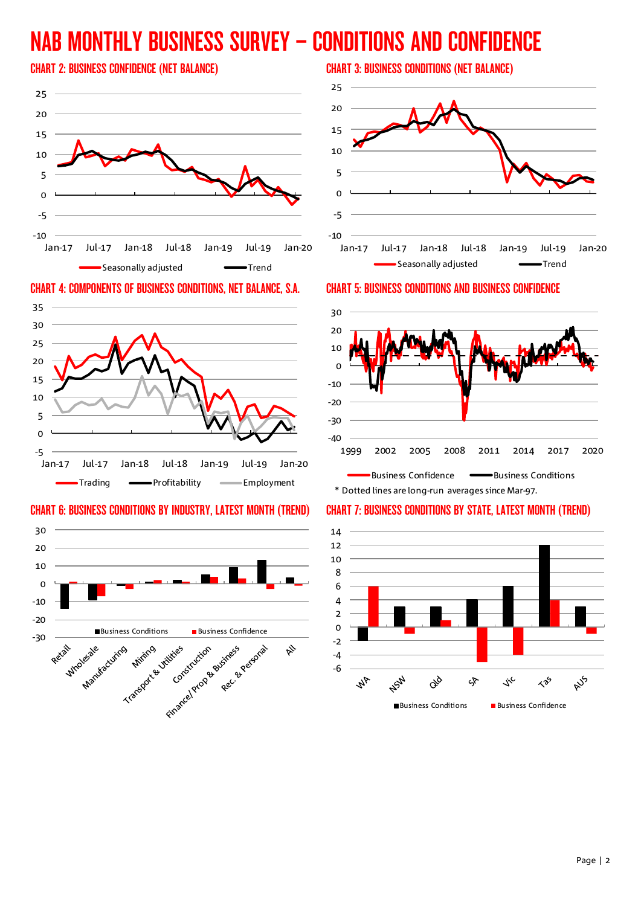# NAB MONTHLY BUSINESS SURVEY – CONDITIONS AND CONFIDENCE

### CHART 2: BUSINESS CONFIDENCE (NET BALANCE)

### CHART 3: BUSINESS CONDITIONS (NET BALANCE)

### CHART 4: COMPONENTS OF BUSINESS CONDITIONS, NET BALANCE, S.A.

### CHART 5: BUSINESS CONDITIONS AND BUSINESS CONFIDENCE

\* Dotted lines are long-run averages since Mar-97.

### CHART 6: BUSINESS CONDITIONS BY INDUSTRY, LATEST MONTH (TREND)

### CHART 7: BUSINESS CONDITIONS BY STATE, LATEST MONTH (TREND)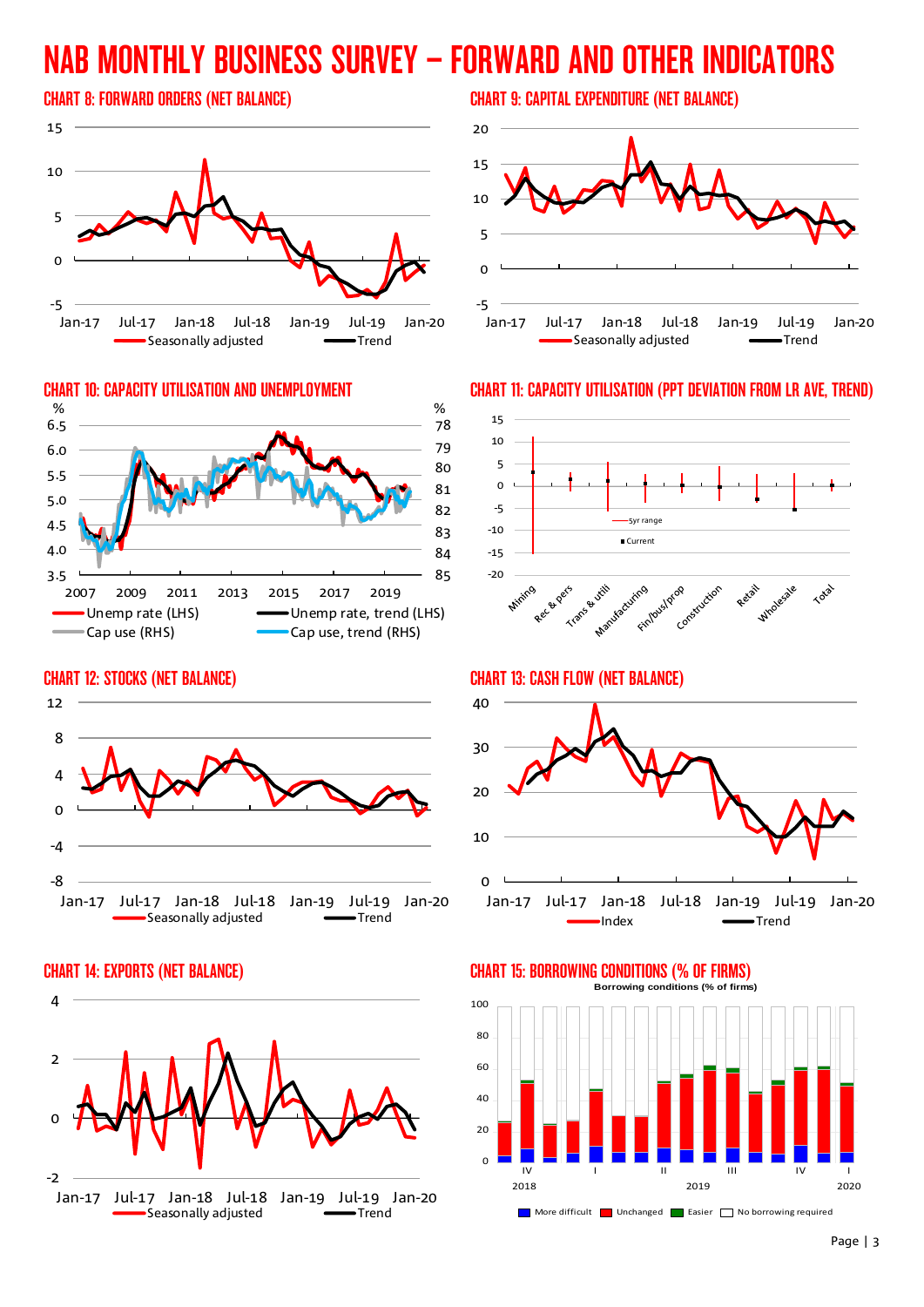# NAB MONTHLY BUSINESS SURVEY – FORWARD AND OTHER INDICATORS

### CHART 8: FORWARD ORDERS (NET BALANCE)

Seasonally adjusted — Trend

### CHART 9: CAPITAL EXPENDITURE (NET BALANCE)

Seasonally adjusted — Trend

### CHART 10: CAPACITY UTILISATION AND UNEMPLOYMENT

Unemp rate (LHS) — Unemp rate, trend (LHS) — Cap use (RHS) — Cap use, trend (RHS)

### CHART 11: CAPACITY UTILISATION (PPT DEVIATION FROM LR AVE, TREND)

5yr range — Current

### CHART 12: STOCKS (NET BALANCE)

Seasonally adjusted — Trend

### CHART 13: CASH FLOW (NET BALANCE)

Index — Trend

### CHART 14: EXPORTS (NET BALANCE)

Seasonally adjusted — Trend

### CHART 15: BORROWING CONDITIONS (% OF FIRMS)

Borrowing conditions (% of firms)

More difficult — Unchanged — Easier — No borrowing required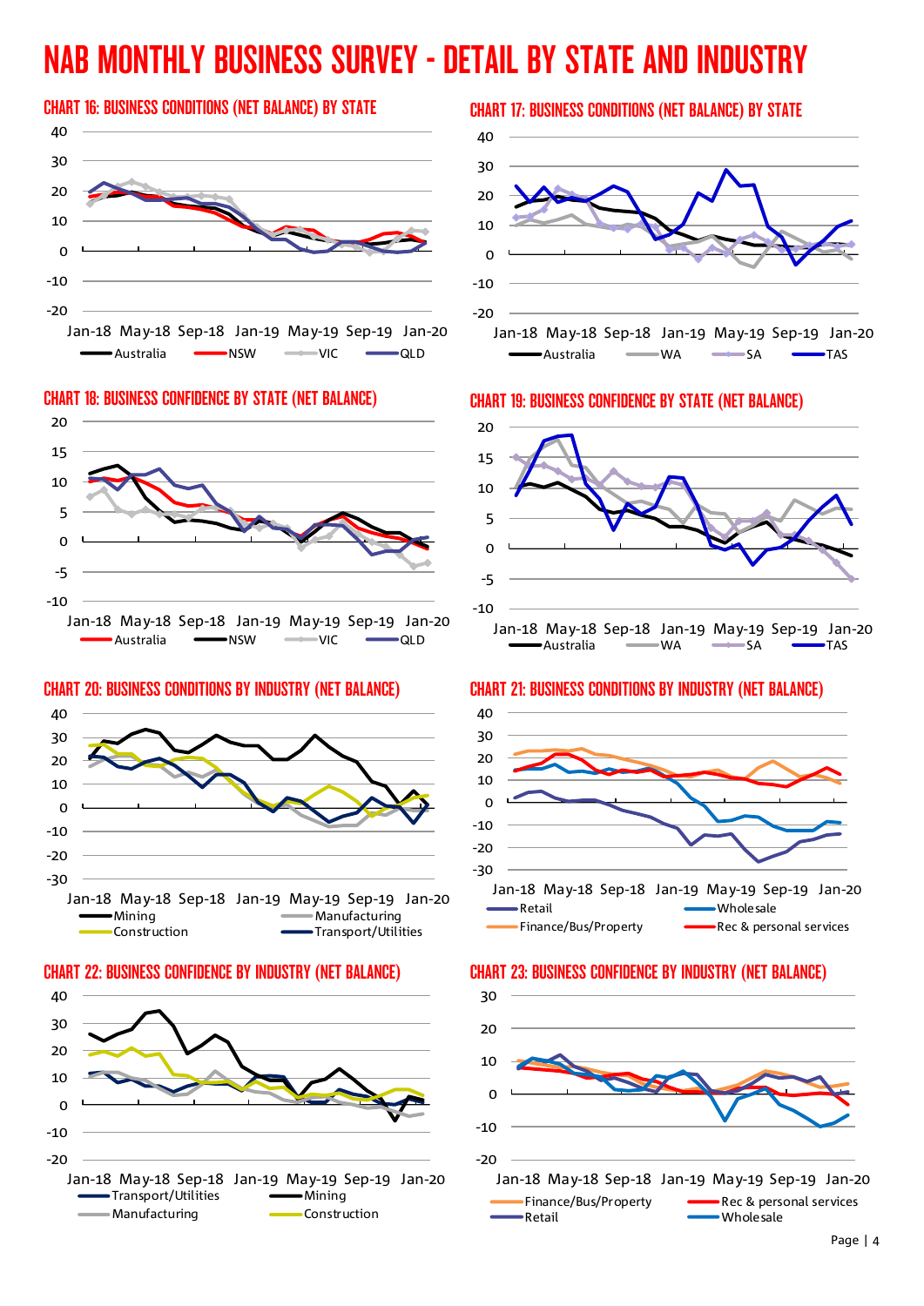# NAB MONTHLY BUSINESS SURVEY - DETAIL BY STATE AND INDUSTRY

### CHART 16: BUSINESS CONDITIONS (NET BALANCE) BY STATE

Australia, NSW, VIC, QLD

Jan-18 May-18 Sep-18 Jan-19 May-19 Sep-19 Jan-20

### CHART 17: BUSINESS CONDITIONS (NET BALANCE) BY STATE

Australia, WA, SA, TAS

Jan-18 May-18 Sep-18 Jan-19 May-19 Sep-19 Jan-20

### CHART 18: BUSINESS CONFIDENCE BY STATE (NET BALANCE)

Australia, NSW, VIC, QLD

Jan-18 May-18 Sep-18 Jan-19 May-19 Sep-19 Jan-20

### CHART 19: BUSINESS CONFIDENCE BY STATE (NET BALANCE)

Australia, WA, SA, TAS

Jan-18 May-18 Sep-18 Jan-19 May-19 Sep-19 Jan-20

### CHART 20: BUSINESS CONDITIONS BY INDUSTRY (NET BALANCE)

Mining, Manufacturing, Construction, Transport/Utilities

Jan-18 May-18 Sep-18 Jan-19 May-19 Sep-19 Jan-20

### CHART 21: BUSINESS CONDITIONS BY INDUSTRY (NET BALANCE)

Retail, Wholesale, Finance/Bus/Property, Rec & personal services

Jan-18 May-18 Sep-18 Jan-19 May-19 Sep-19 Jan-20

### CHART 22: BUSINESS CONFIDENCE BY INDUSTRY (NET BALANCE)

Transport/Utilities, Mining, Manufacturing, Construction

Jan-18 May-18 Sep-18 Jan-19 May-19 Sep-19 Jan-20

### CHART 23: BUSINESS CONFIDENCE BY INDUSTRY (NET BALANCE)

Finance/Bus/Property, Rec & personal services, Retail, Wholesale

Jan-18 May-18 Sep-18 Jan-19 May-19 Sep-19 Jan-20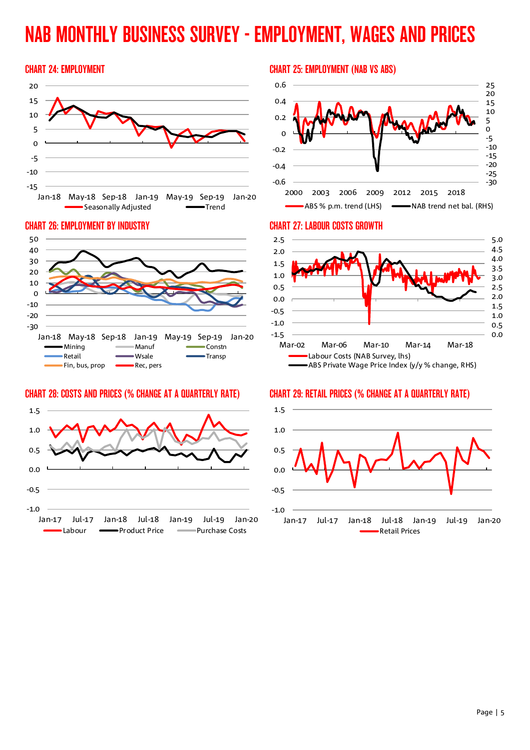# NAB MONTHLY BUSINESS SURVEY - EMPLOYMENT, WAGES AND PRICES

## CHART 24: EMPLOYMENT

Seasonally Adjusted | Trend

## CHART 25: EMPLOYMENT (NAB VS ABS)

ABS % p.m. trend (LHS) | NAB trend net bal. (RHS)

## CHART 26: EMPLOYMENT BY INDUSTRY

Mining | Manuf | Constn | Retail | Wsale | Transp | Fin, bus, prop | Rec, pers

## CHART 27: LABOUR COSTS GROWTH

Labour Costs (NAB Survey, lhs) | ABS Private Wage Price Index (y/y % change, RHS)

## CHART 28: COSTS AND PRICES (% CHANGE AT A QUARTERLY RATE)

Labour | Product Price | Purchase Costs

## CHART 29: RETAIL PRICES (% CHANGE AT A QUARTERLY RATE)

Retail Prices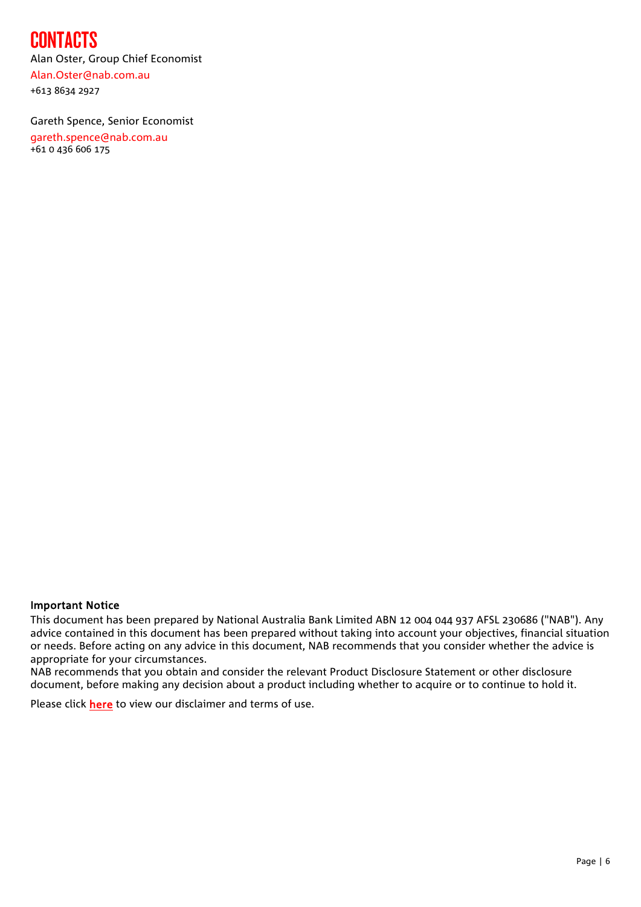# CONTACTS

Alan Oster, Group Chief Economist
Alan.Oster@nab.com.au
+613 8634 2927

Gareth Spence, Senior Economist
gareth.spence@nab.com.au
+61 0 436 606 175

**Important Notice**

This document has been prepared by National Australia Bank Limited ABN 12 004 044 937 AFSL 230686 ("NAB"). Any advice contained in this document has been prepared without taking into account your objectives, financial situation or needs. Before acting on any advice in this document, NAB recommends that you consider whether the advice is appropriate for your circumstances.
NAB recommends that you obtain and consider the relevant Product Disclosure Statement or other disclosure document, before making any decision about a product including whether to acquire or to continue to hold it.

Please click **here** to view our disclaimer and terms of use.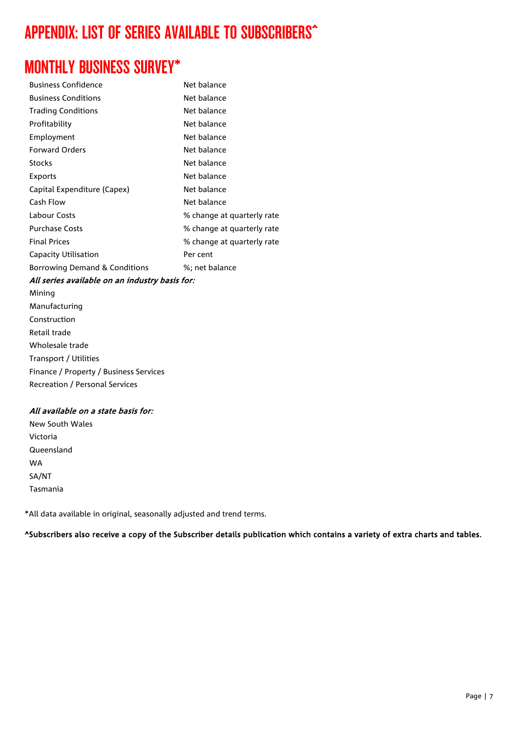# APPENDIX: LIST OF SERIES AVAILABLE TO SUBSCRIBERS^

## MONTHLY BUSINESS SURVEY*

| | |
|---|---|
| Business Confidence | Net balance |
| Business Conditions | Net balance |
| Trading Conditions | Net balance |
| Profitability | Net balance |
| Employment | Net balance |
| Forward Orders | Net balance |
| Stocks | Net balance |
| Exports | Net balance |
| Capital Expenditure (Capex) | Net balance |
| Cash Flow | Net balance |
| Labour Costs | % change at quarterly rate |
| Purchase Costs | % change at quarterly rate |
| Final Prices | % change at quarterly rate |
| Capacity Utilisation | Per cent |
| Borrowing Demand & Conditions | %; net balance |

***All series available on an industry basis for:***

Mining
Manufacturing
Construction
Retail trade
Wholesale trade
Transport / Utilities
Finance / Property / Business Services
Recreation / Personal Services

***All available on a state basis for:***

New South Wales
Victoria
Queensland
WA
SA/NT
Tasmania

*All data available in original, seasonally adjusted and trend terms.

**^Subscribers also receive a copy of the Subscriber details publication which contains a variety of extra charts and tables.**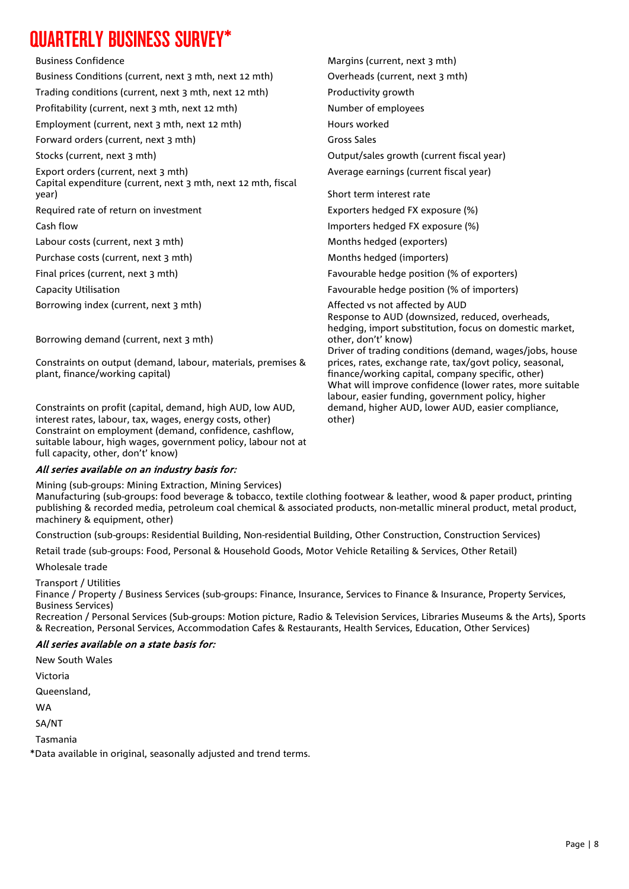# QUARTERLY BUSINESS SURVEY*

Business Confidence

Business Conditions (current, next 3 mth, next 12 mth)

Trading conditions (current, next 3 mth, next 12 mth)

Profitability (current, next 3 mth, next 12 mth)

Employment (current, next 3 mth, next 12 mth)

Forward orders (current, next 3 mth)

Stocks (current, next 3 mth)

Export orders (current, next 3 mth)

Capital expenditure (current, next 3 mth, next 12 mth, fiscal year)

Required rate of return on investment

Cash flow

Labour costs (current, next 3 mth)

Purchase costs (current, next 3 mth)

Final prices (current, next 3 mth)

Capacity Utilisation

Borrowing index (current, next 3 mth)

Borrowing demand (current, next 3 mth)

Constraints on output (demand, labour, materials, premises & plant, finance/working capital)

Constraints on profit (capital, demand, high AUD, low AUD, interest rates, labour, tax, wages, energy costs, other)

Constraint on employment (demand, confidence, cashflow, suitable labour, high wages, government policy, labour not at full capacity, other, don't' know)

Margins (current, next 3 mth)

Overheads (current, next 3 mth)

Productivity growth

Number of employees

Hours worked

Gross Sales

Output/sales growth (current fiscal year)

Average earnings (current fiscal year)

Short term interest rate

Exporters hedged FX exposure (%)

Importers hedged FX exposure (%)

Months hedged (exporters)

Months hedged (importers)

Favourable hedge position (% of exporters)

Favourable hedge position (% of importers)

Affected vs not affected by AUD

Response to AUD (downsized, reduced, overheads, hedging, import substitution, focus on domestic market, other, don't' know)

Driver of trading conditions (demand, wages/jobs, house prices, rates, exchange rate, tax/govt policy, seasonal, finance/working capital, company specific, other)

What will improve confidence (lower rates, more suitable labour, easier funding, government policy, higher demand, higher AUD, lower AUD, easier compliance, other)

***All series available on an industry basis for:***

Mining (sub-groups: Mining Extraction, Mining Services)

Manufacturing (sub-groups: food beverage & tobacco, textile clothing footwear & leather, wood & paper product, printing publishing & recorded media, petroleum coal chemical & associated products, non-metallic mineral product, metal product, machinery & equipment, other)

Construction (sub-groups: Residential Building, Non-residential Building, Other Construction, Construction Services)

Retail trade (sub-groups: Food, Personal & Household Goods, Motor Vehicle Retailing & Services, Other Retail)

Wholesale trade

Transport / Utilities

Finance / Property / Business Services (sub-groups: Finance, Insurance, Services to Finance & Insurance, Property Services, Business Services)

Recreation / Personal Services (Sub-groups: Motion picture, Radio & Television Services, Libraries Museums & the Arts), Sports & Recreation, Personal Services, Accommodation Cafes & Restaurants, Health Services, Education, Other Services)

***All series available on a state basis for:***

New South Wales

Victoria

Queensland,

WA

SA/NT

Tasmania

*Data available in original, seasonally adjusted and trend terms.